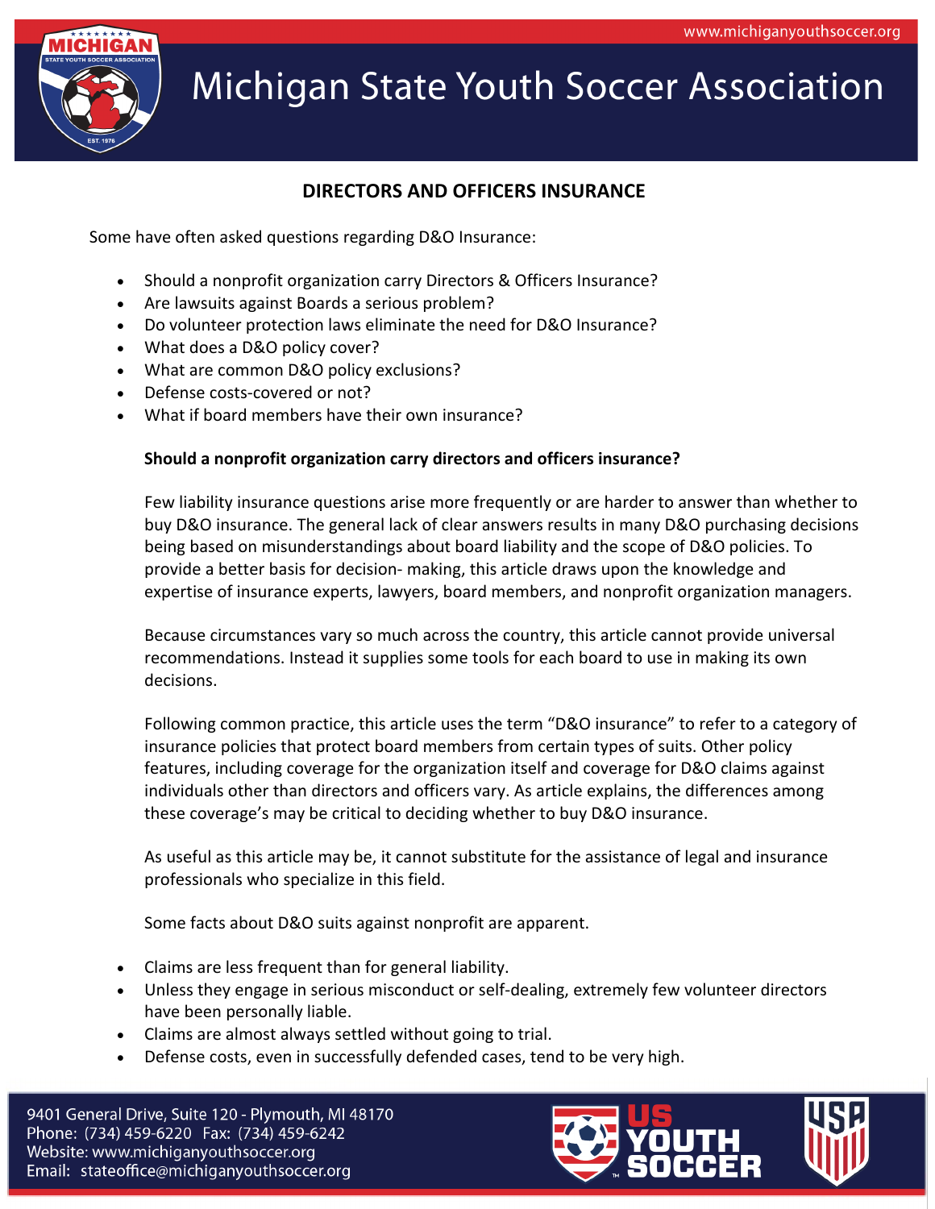# DIRECTORS AND OFFICERS INSURANCE

Some have often asked questions regarding D&O Insurance:

- Should a nonprofit organization carry Directors & Officers Insurance?
- Are lawsuits against Boards a serious problem?
- Do volunteer protection laws eliminate the need for D&O Insurance?
- What does a D&O policy cover?
- What are common D&O policy exclusions?
- Defense costs-covered or not?
- What if board members have their own insurance?

**Should a nonprofit organization carry directors and officers insurance?**

Few liability insurance questions arise more frequently or are harder to answer than whether to buy D&O insurance. The general lack of clear answers results in many D&O purchasing decisions being based on misunderstandings about board liability and the scope of D&O policies. To provide a better basis for decision- making, this article draws upon the knowledge and expertise of insurance experts, lawyers, board members, and nonprofit organization managers.

Because circumstances vary so much across the country, this article cannot provide universal recommendations. Instead it supplies some tools for each board to use in making its own decisions.

Following common practice, this article uses the term "D&O insurance" to refer to a category of insurance policies that protect board members from certain types of suits. Other policy features, including coverage for the organization itself and coverage for D&O claims against individuals other than directors and officers vary. As article explains, the differences among these coverage's may be critical to deciding whether to buy D&O insurance.

As useful as this article may be, it cannot substitute for the assistance of legal and insurance professionals who specialize in this field.

Some facts about D&O suits against nonprofit are apparent.

- Claims are less frequent than for general liability.
- Unless they engage in serious misconduct or self-dealing, extremely few volunteer directors have been personally liable.
- Claims are almost always settled without going to trial.
- Defense costs, even in successfully defended cases, tend to be very high.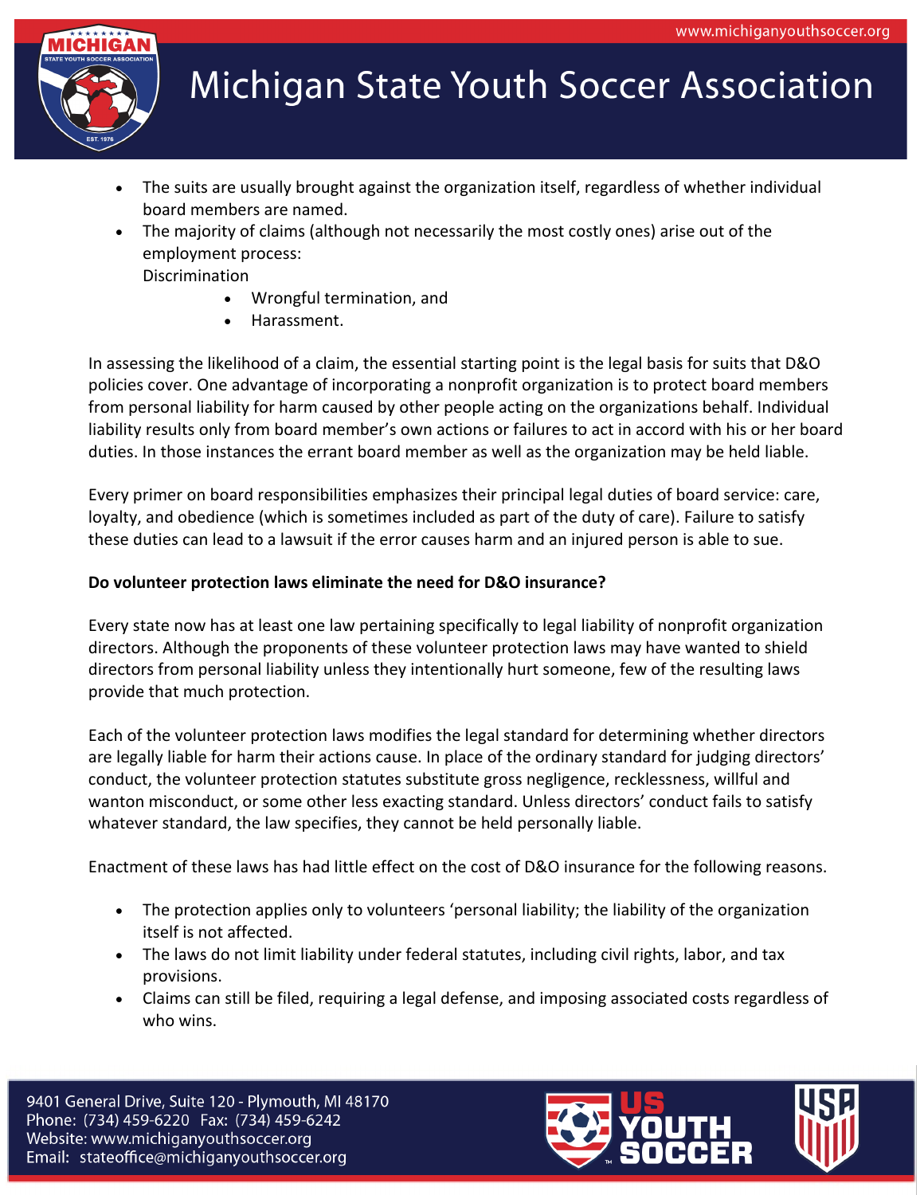- The suits are usually brought against the organization itself, regardless of whether individual board members are named.
- The majority of claims (although not necessarily the most costly ones) arise out of the employment process:
  Discrimination
    - Wrongful termination, and
    - Harassment.

In assessing the likelihood of a claim, the essential starting point is the legal basis for suits that D&O policies cover. One advantage of incorporating a nonprofit organization is to protect board members from personal liability for harm caused by other people acting on the organizations behalf. Individual liability results only from board member's own actions or failures to act in accord with his or her board duties. In those instances the errant board member as well as the organization may be held liable.

Every primer on board responsibilities emphasizes their principal legal duties of board service: care, loyalty, and obedience (which is sometimes included as part of the duty of care). Failure to satisfy these duties can lead to a lawsuit if the error causes harm and an injured person is able to sue.

**Do volunteer protection laws eliminate the need for D&O insurance?**

Every state now has at least one law pertaining specifically to legal liability of nonprofit organization directors. Although the proponents of these volunteer protection laws may have wanted to shield directors from personal liability unless they intentionally hurt someone, few of the resulting laws provide that much protection.

Each of the volunteer protection laws modifies the legal standard for determining whether directors are legally liable for harm their actions cause. In place of the ordinary standard for judging directors' conduct, the volunteer protection statutes substitute gross negligence, recklessness, willful and wanton misconduct, or some other less exacting standard. Unless directors' conduct fails to satisfy whatever standard, the law specifies, they cannot be held personally liable.

Enactment of these laws has had little effect on the cost of D&O insurance for the following reasons.

- The protection applies only to volunteers 'personal liability; the liability of the organization itself is not affected.
- The laws do not limit liability under federal statutes, including civil rights, labor, and tax provisions.
- Claims can still be filed, requiring a legal defense, and imposing associated costs regardless of who wins.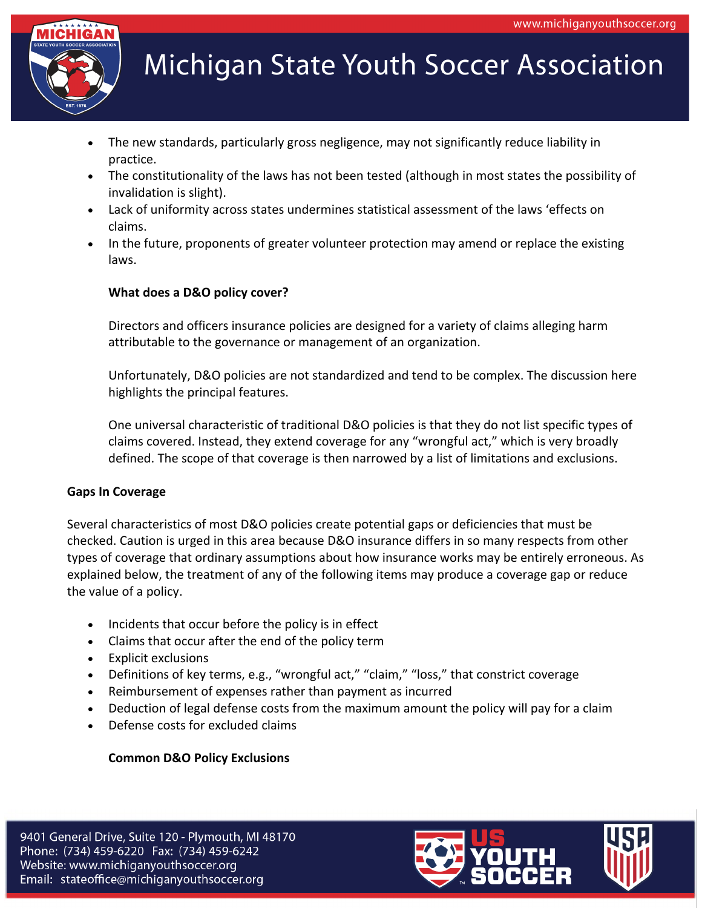- The new standards, particularly gross negligence, may not significantly reduce liability in practice.
- The constitutionality of the laws has not been tested (although in most states the possibility of invalidation is slight).
- Lack of uniformity across states undermines statistical assessment of the laws 'effects on claims.
- In the future, proponents of greater volunteer protection may amend or replace the existing laws.

**What does a D&O policy cover?**

Directors and officers insurance policies are designed for a variety of claims alleging harm attributable to the governance or management of an organization.

Unfortunately, D&O policies are not standardized and tend to be complex. The discussion here highlights the principal features.

One universal characteristic of traditional D&O policies is that they do not list specific types of claims covered. Instead, they extend coverage for any "wrongful act," which is very broadly defined. The scope of that coverage is then narrowed by a list of limitations and exclusions.

**Gaps In Coverage**

Several characteristics of most D&O policies create potential gaps or deficiencies that must be checked. Caution is urged in this area because D&O insurance differs in so many respects from other types of coverage that ordinary assumptions about how insurance works may be entirely erroneous. As explained below, the treatment of any of the following items may produce a coverage gap or reduce the value of a policy.

- Incidents that occur before the policy is in effect
- Claims that occur after the end of the policy term
- Explicit exclusions
- Definitions of key terms, e.g., "wrongful act," "claim," "loss," that constrict coverage
- Reimbursement of expenses rather than payment as incurred
- Deduction of legal defense costs from the maximum amount the policy will pay for a claim
- Defense costs for excluded claims

**Common D&O Policy Exclusions**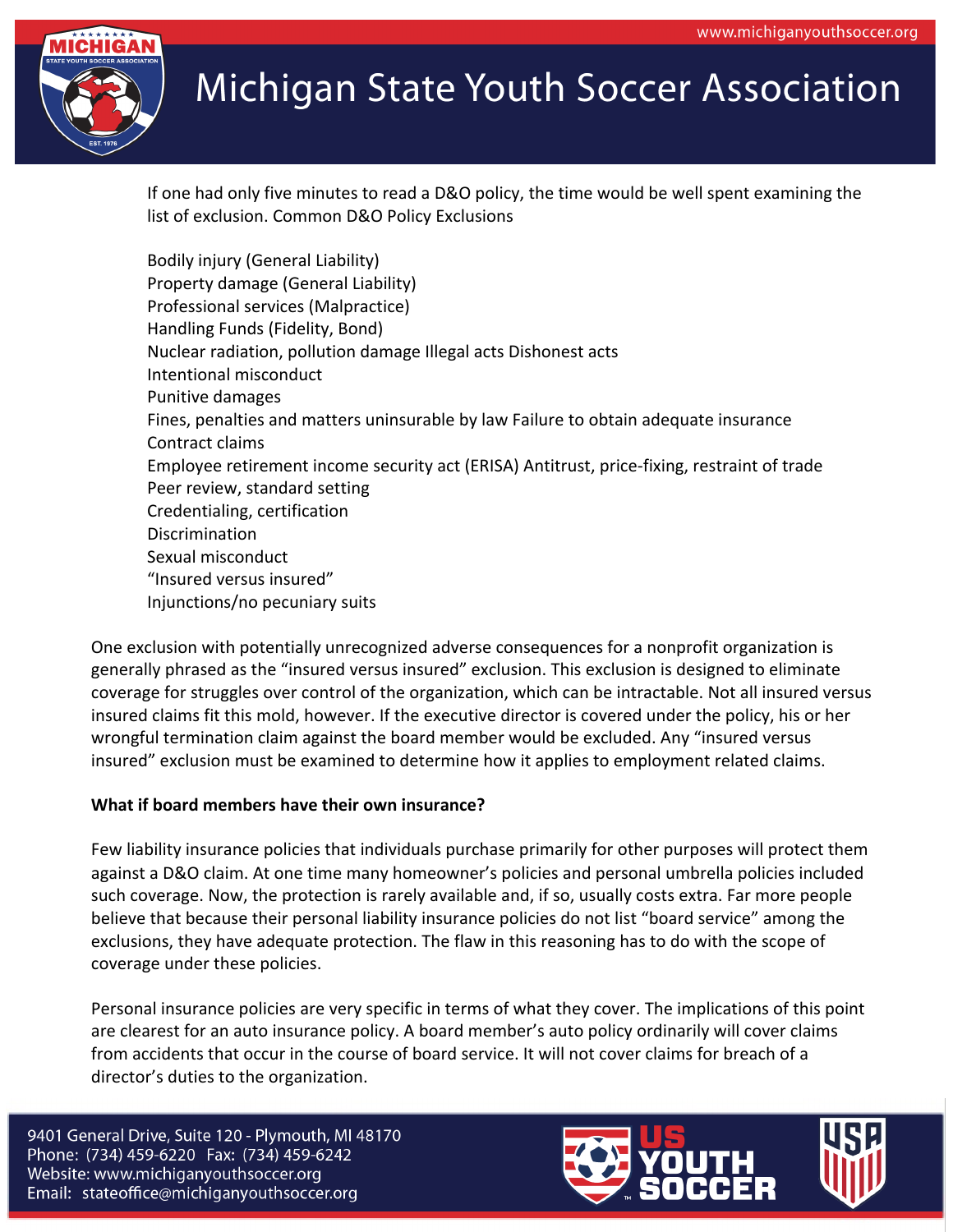If one had only five minutes to read a D&O policy, the time would be well spent examining the list of exclusion. Common D&O Policy Exclusions

Bodily injury (General Liability)
Property damage (General Liability)
Professional services (Malpractice)
Handling Funds (Fidelity, Bond)
Nuclear radiation, pollution damage Illegal acts Dishonest acts
Intentional misconduct
Punitive damages
Fines, penalties and matters uninsurable by law Failure to obtain adequate insurance
Contract claims
Employee retirement income security act (ERISA) Antitrust, price-fixing, restraint of trade
Peer review, standard setting
Credentialing, certification
Discrimination
Sexual misconduct
"Insured versus insured"
Injunctions/no pecuniary suits

One exclusion with potentially unrecognized adverse consequences for a nonprofit organization is generally phrased as the "insured versus insured" exclusion. This exclusion is designed to eliminate coverage for struggles over control of the organization, which can be intractable. Not all insured versus insured claims fit this mold, however. If the executive director is covered under the policy, his or her wrongful termination claim against the board member would be excluded. Any "insured versus insured" exclusion must be examined to determine how it applies to employment related claims.

**What if board members have their own insurance?**

Few liability insurance policies that individuals purchase primarily for other purposes will protect them against a D&O claim. At one time many homeowner's policies and personal umbrella policies included such coverage. Now, the protection is rarely available and, if so, usually costs extra. Far more people believe that because their personal liability insurance policies do not list "board service" among the exclusions, they have adequate protection. The flaw in this reasoning has to do with the scope of coverage under these policies.

Personal insurance policies are very specific in terms of what they cover. The implications of this point are clearest for an auto insurance policy. A board member's auto policy ordinarily will cover claims from accidents that occur in the course of board service. It will not cover claims for breach of a director's duties to the organization.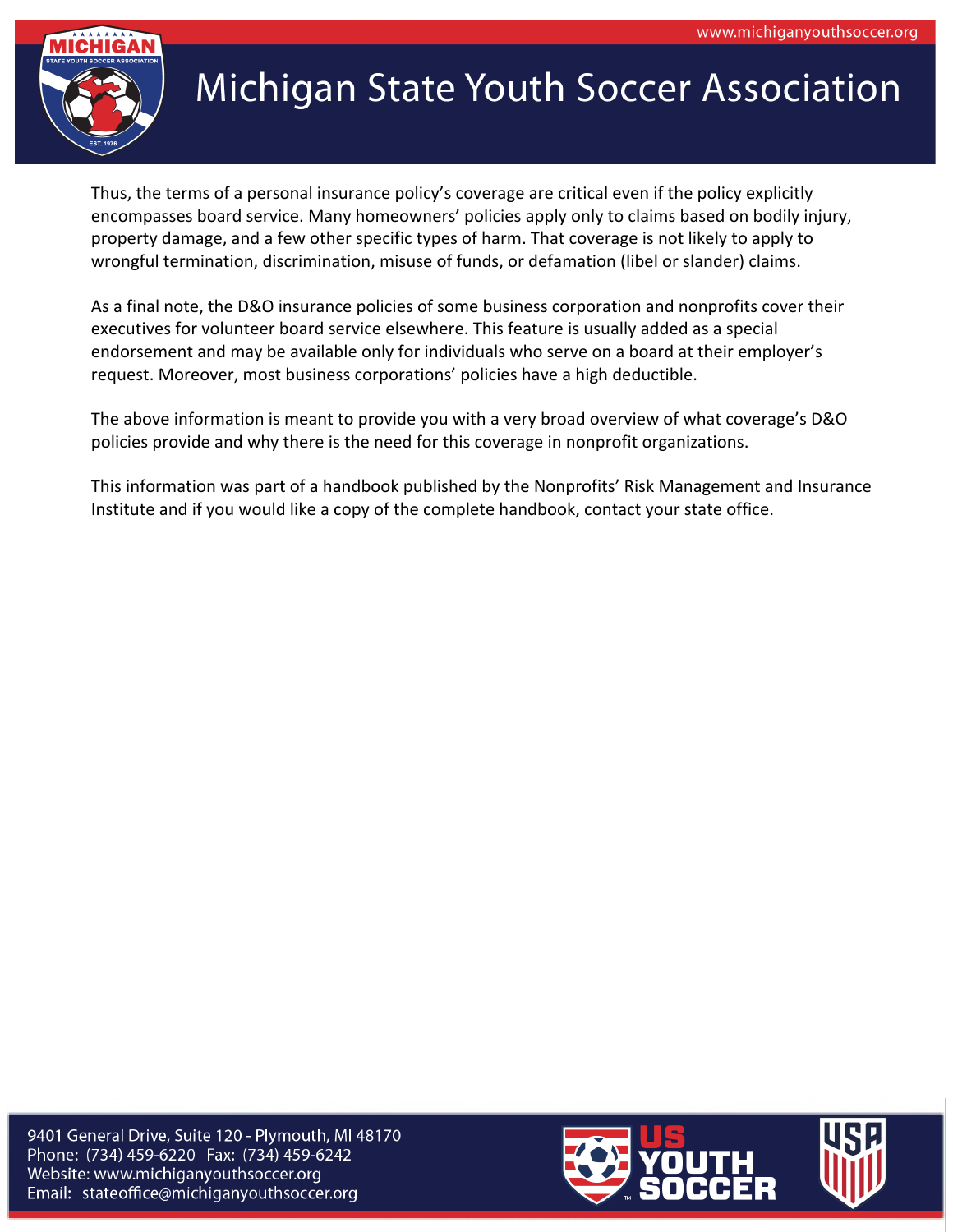Thus, the terms of a personal insurance policy's coverage are critical even if the policy explicitly encompasses board service. Many homeowners' policies apply only to claims based on bodily injury, property damage, and a few other specific types of harm. That coverage is not likely to apply to wrongful termination, discrimination, misuse of funds, or defamation (libel or slander) claims.

As a final note, the D&O insurance policies of some business corporation and nonprofits cover their executives for volunteer board service elsewhere. This feature is usually added as a special endorsement and may be available only for individuals who serve on a board at their employer's request. Moreover, most business corporations' policies have a high deductible.

The above information is meant to provide you with a very broad overview of what coverage's D&O policies provide and why there is the need for this coverage in nonprofit organizations.

This information was part of a handbook published by the Nonprofits' Risk Management and Insurance Institute and if you would like a copy of the complete handbook, contact your state office.